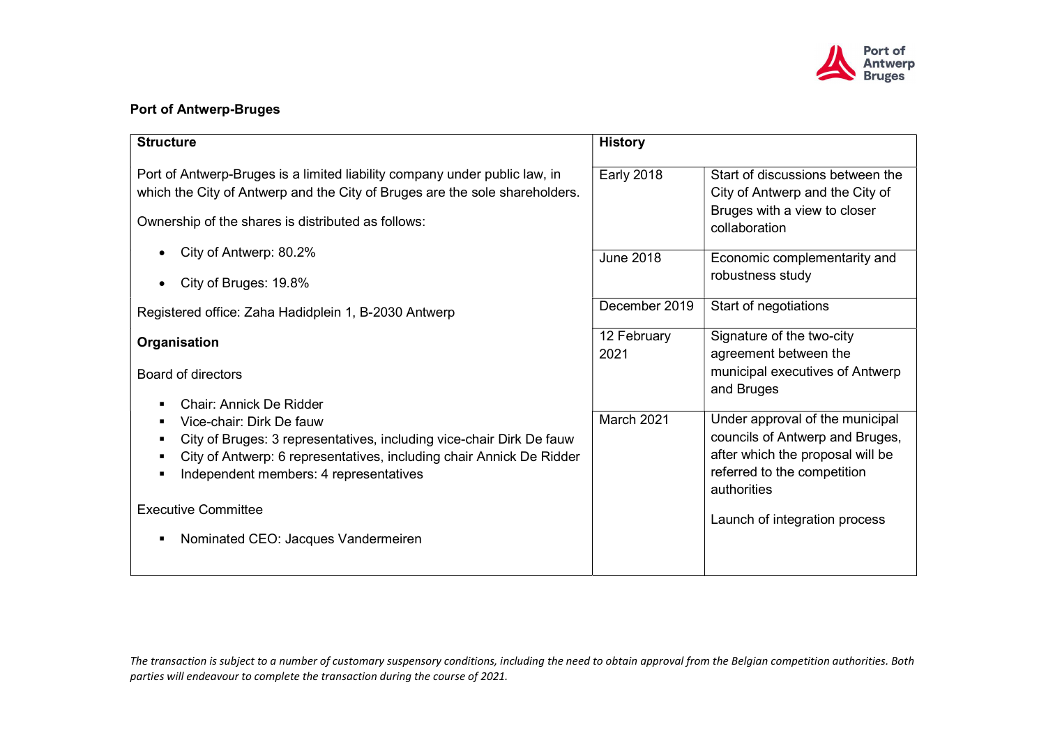## Port of Antwerp-Bruges

### Structure

Port of Antwerp-Bruges is a limited liability company under public law, in which the City of Antwerp and the City of Bruges are the sole shareholders.

Ownership of the shares is distributed as follows:

- City of Antwerp: 80.2%
- City of Bruges: 19.8%

Registered office: Zaha Hadidplein 1, B-2030 Antwerp

### Organisation

Board of directors

- Chair: Annick De Ridder
- Vice-chair: Dirk De fauw
- City of Bruges: 3 representatives, including vice-chair Dirk De fauw
- City of Antwerp: 6 representatives, including chair Annick De Ridder
- Independent members: 4 representatives

Executive Committee

- Nominated CEO: Jacques Vandermeiren

### History

| Date | Event |
|---|---|
| Early 2018 | Start of discussions between the City of Antwerp and the City of Bruges with a view to closer collaboration |
| June 2018 | Economic complementarity and robustness study |
| December 2019 | Start of negotiations |
| 12 February 2021 | Signature of the two-city agreement between the municipal executives of Antwerp and Bruges |
| March 2021 | Under approval of the municipal councils of Antwerp and Bruges, after which the proposal will be referred to the competition authorities<br><br>Launch of integration process |

*The transaction is subject to a number of customary suspensory conditions, including the need to obtain approval from the Belgian competition authorities. Both parties will endeavour to complete the transaction during the course of 2021.*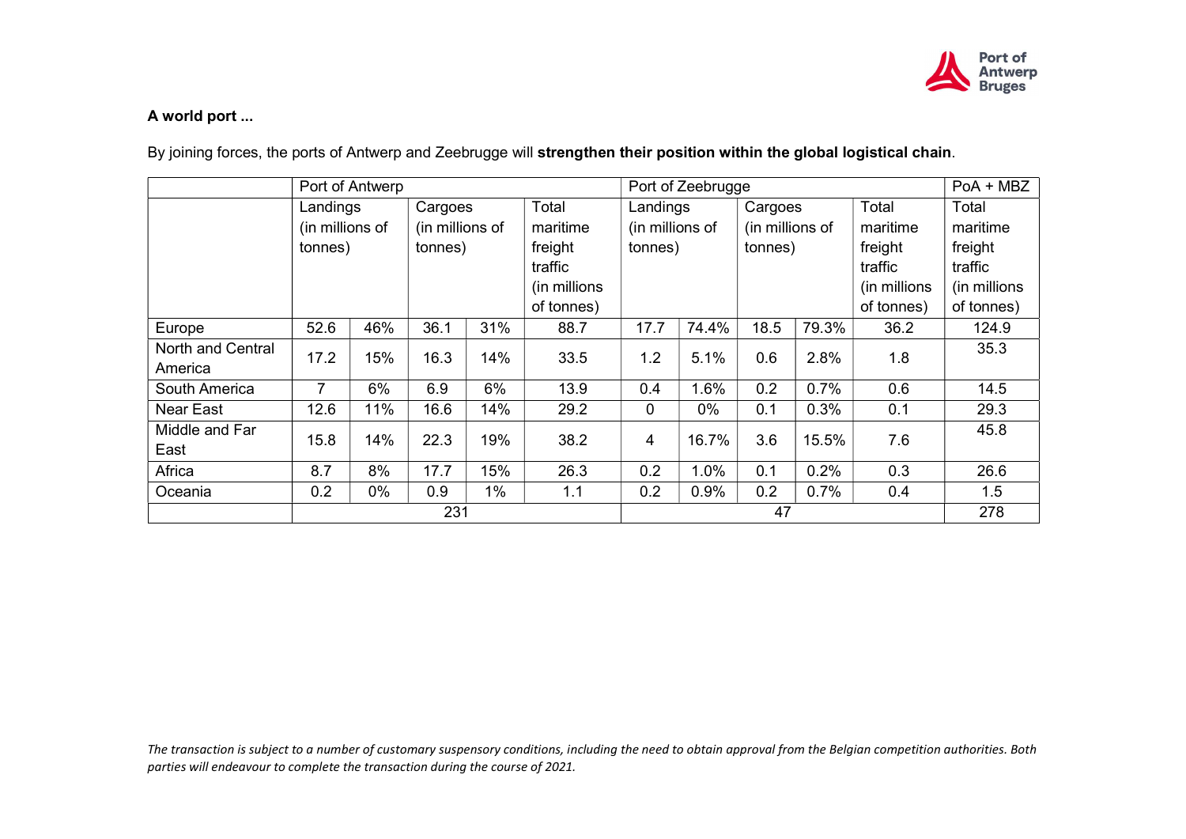**A world port ...**

By joining forces, the ports of Antwerp and Zeebrugge will **strengthen their position within the global logistical chain**.

| | Port of Antwerp | | | | | Port of Zeebrugge | | | | | PoA + MBZ |
|---|---|---|---|---|---|---|---|---|---|---|---|
| | Landings (in millions of tonnes) | | Cargoes (in millions of tonnes) | | Total maritime freight traffic (in millions of tonnes) | Landings (in millions of tonnes) | | Cargoes (in millions of tonnes) | | Total maritime freight traffic (in millions of tonnes) | Total maritime freight traffic (in millions of tonnes) |
| Europe | 52.6 | 46% | 36.1 | 31% | 88.7 | 17.7 | 74.4% | 18.5 | 79.3% | 36.2 | 124.9 |
| North and Central America | 17.2 | 15% | 16.3 | 14% | 33.5 | 1.2 | 5.1% | 0.6 | 2.8% | 1.8 | 35.3 |
| South America | 7 | 6% | 6.9 | 6% | 13.9 | 0.4 | 1.6% | 0.2 | 0.7% | 0.6 | 14.5 |
| Near East | 12.6 | 11% | 16.6 | 14% | 29.2 | 0 | 0% | 0.1 | 0.3% | 0.1 | 29.3 |
| Middle and Far East | 15.8 | 14% | 22.3 | 19% | 38.2 | 4 | 16.7% | 3.6 | 15.5% | 7.6 | 45.8 |
| Africa | 8.7 | 8% | 17.7 | 15% | 26.3 | 0.2 | 1.0% | 0.1 | 0.2% | 0.3 | 26.6 |
| Oceania | 0.2 | 0% | 0.9 | 1% | 1.1 | 0.2 | 0.9% | 0.2 | 0.7% | 0.4 | 1.5 |
| | 231 | | | | | 47 | | | | | 278 |

*The transaction is subject to a number of customary suspensory conditions, including the need to obtain approval from the Belgian competition authorities. Both parties will endeavour to complete the transaction during the course of 2021.*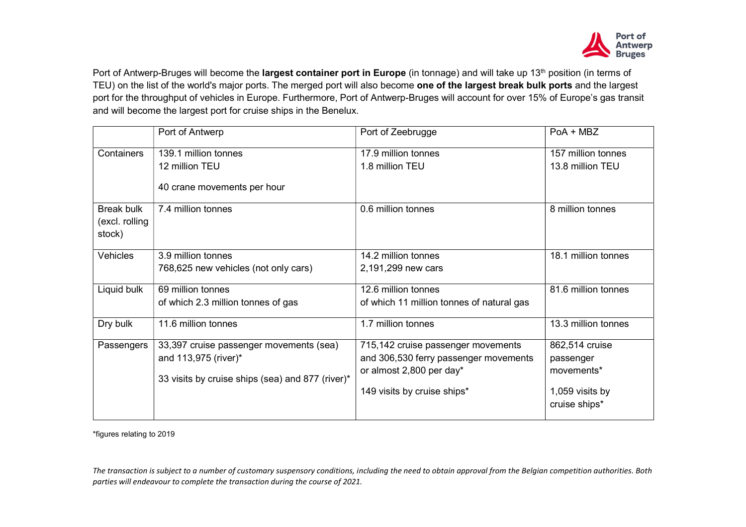Port of Antwerp-Bruges will become the **largest container port in Europe** (in tonnage) and will take up 13th position (in terms of TEU) on the list of the world's major ports. The merged port will also become **one of the largest break bulk ports** and the largest port for the throughput of vehicles in Europe. Furthermore, Port of Antwerp-Bruges will account for over 15% of Europe's gas transit and will become the largest port for cruise ships in the Benelux.

| | Port of Antwerp | Port of Zeebrugge | PoA + MBZ |
|---|---|---|---|
| Containers | 139.1 million tonnes<br>12 million TEU<br>40 crane movements per hour | 17.9 million tonnes<br>1.8 million TEU | 157 million tonnes<br>13.8 million TEU |
| Break bulk (excl. rolling stock) | 7.4 million tonnes | 0.6 million tonnes | 8 million tonnes |
| Vehicles | 3.9 million tonnes<br>768,625 new vehicles (not only cars) | 14.2 million tonnes<br>2,191,299 new cars | 18.1 million tonnes |
| Liquid bulk | 69 million tonnes<br>of which 2.3 million tonnes of gas | 12.6 million tonnes<br>of which 11 million tonnes of natural gas | 81.6 million tonnes |
| Dry bulk | 11.6 million tonnes | 1.7 million tonnes | 13.3 million tonnes |
| Passengers | 33,397 cruise passenger movements (sea) and 113,975 (river)*<br>33 visits by cruise ships (sea) and 877 (river)* | 715,142 cruise passenger movements and 306,530 ferry passenger movements or almost 2,800 per day*<br>149 visits by cruise ships* | 862,514 cruise passenger movements*<br>1,059 visits by cruise ships* |

*figures relating to 2019

*The transaction is subject to a number of customary suspensory conditions, including the need to obtain approval from the Belgian competition authorities. Both parties will endeavour to complete the transaction during the course of 2021.*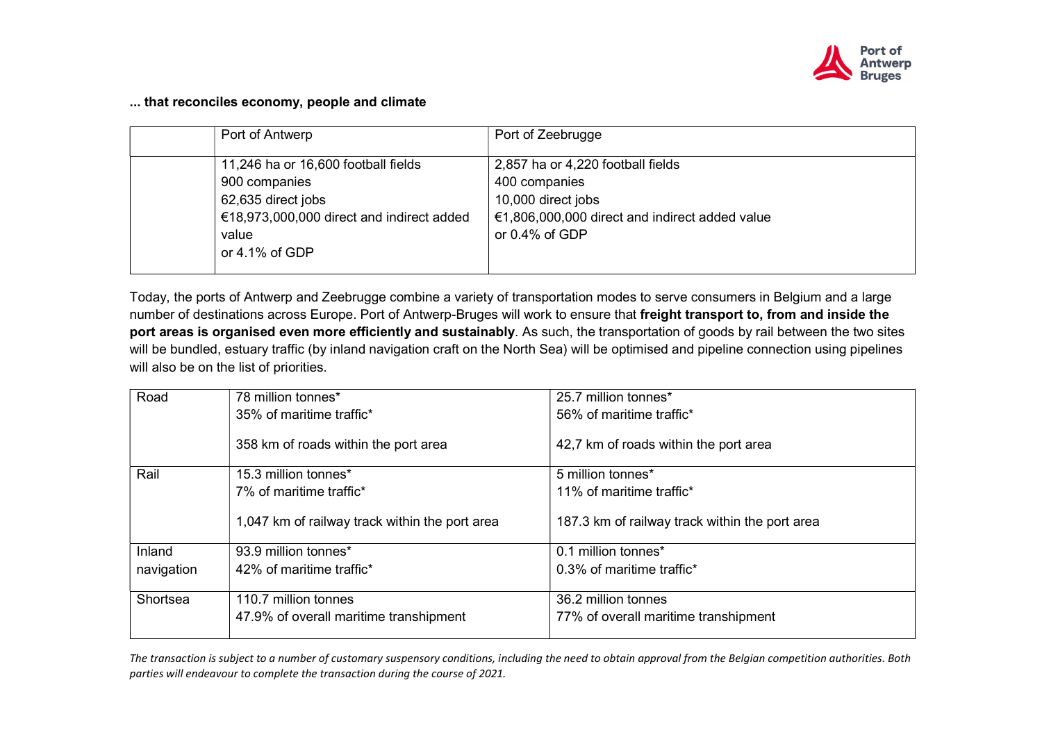**... that reconciles economy, people and climate**

| | Port of Antwerp | Port of Zeebrugge |
|---|---|---|
| | 11,246 ha or 16,600 football fields<br>900 companies<br>62,635 direct jobs<br>€18,973,000,000 direct and indirect added value<br>or 4.1% of GDP | 2,857 ha or 4,220 football fields<br>400 companies<br>10,000 direct jobs<br>€1,806,000,000 direct and indirect added value<br>or 0.4% of GDP |

Today, the ports of Antwerp and Zeebrugge combine a variety of transportation modes to serve consumers in Belgium and a large number of destinations across Europe. Port of Antwerp-Bruges will work to ensure that **freight transport to, from and inside the port areas is organised even more efficiently and sustainably**. As such, the transportation of goods by rail between the two sites will be bundled, estuary traffic (by inland navigation craft on the North Sea) will be optimised and pipeline connection using pipelines will also be on the list of priorities.

| | | |
|---|---|---|
| Road | 78 million tonnes*<br>35% of maritime traffic*<br><br>358 km of roads within the port area | 25.7 million tonnes*<br>56% of maritime traffic*<br><br>42,7 km of roads within the port area |
| Rail | 15.3 million tonnes*<br>7% of maritime traffic*<br><br>1,047 km of railway track within the port area | 5 million tonnes*<br>11% of maritime traffic*<br><br>187.3 km of railway track within the port area |
| Inland navigation | 93.9 million tonnes*<br>42% of maritime traffic* | 0.1 million tonnes*<br>0.3% of maritime traffic* |
| Shortsea | 110.7 million tonnes<br>47.9% of overall maritime transhipment | 36.2 million tonnes<br>77% of overall maritime transhipment |

*The transaction is subject to a number of customary suspensory conditions, including the need to obtain approval from the Belgian competition authorities. Both parties will endeavour to complete the transaction during the course of 2021.*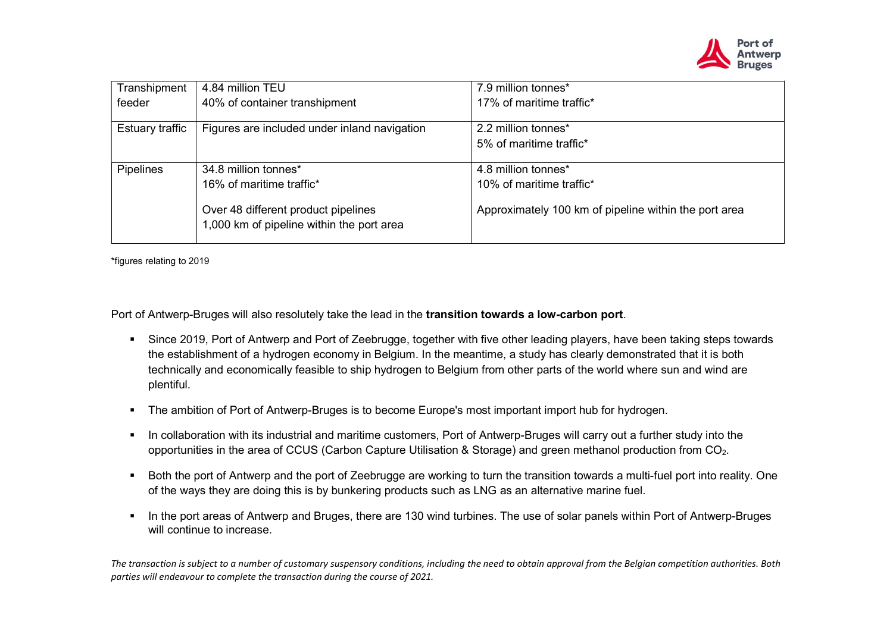| | | |
|---|---|---|
| Transshipment feeder | 4.84 million TEU<br>40% of container transhipment | 7.9 million tonnes*<br>17% of maritime traffic* |
| Estuary traffic | Figures are included under inland navigation | 2.2 million tonnes*<br>5% of maritime traffic* |
| Pipelines | 34.8 million tonnes*<br>16% of maritime traffic*<br><br>Over 48 different product pipelines<br>1,000 km of pipeline within the port area | 4.8 million tonnes*<br>10% of maritime traffic*<br><br>Approximately 100 km of pipeline within the port area |

*figures relating to 2019

Port of Antwerp-Bruges will also resolutely take the lead in the **transition towards a low-carbon port**.

- Since 2019, Port of Antwerp and Port of Zeebrugge, together with five other leading players, have been taking steps towards the establishment of a hydrogen economy in Belgium. In the meantime, a study has clearly demonstrated that it is both technically and economically feasible to ship hydrogen to Belgium from other parts of the world where sun and wind are plentiful.
- The ambition of Port of Antwerp-Bruges is to become Europe's most important import hub for hydrogen.
- In collaboration with its industrial and maritime customers, Port of Antwerp-Bruges will carry out a further study into the opportunities in the area of CCUS (Carbon Capture Utilisation & Storage) and green methanol production from $CO_2$.
- Both the port of Antwerp and the port of Zeebrugge are working to turn the transition towards a multi-fuel port into reality. One of the ways they are doing this is by bunkering products such as LNG as an alternative marine fuel.
- In the port areas of Antwerp and Bruges, there are 130 wind turbines. The use of solar panels within Port of Antwerp-Bruges will continue to increase.

*The transaction is subject to a number of customary suspensory conditions, including the need to obtain approval from the Belgian competition authorities. Both parties will endeavour to complete the transaction during the course of 2021.*